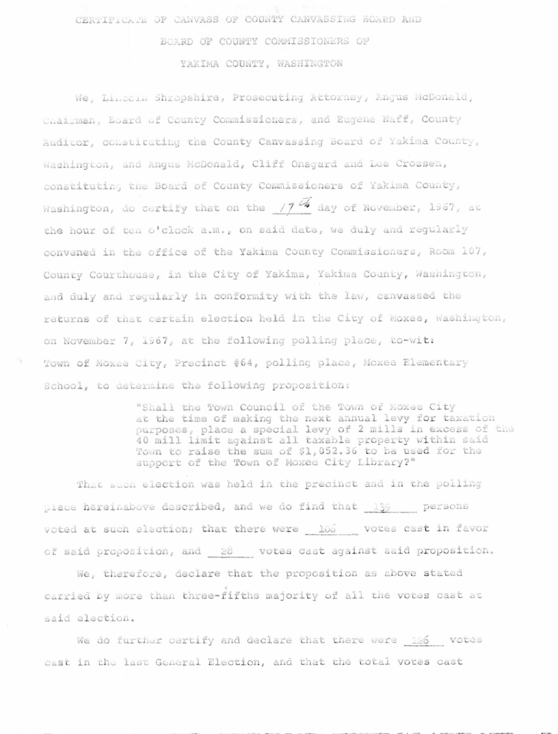# CERTIFICATE OF CANVASS OF COUNTY CANVASSING BOARD AND BOARD OF COUNTY COMMISSIONERS OF YAKIMA COUNTY, WASHINGTON

We, Lincoln Shropshire, Prosecuting Attorney, Angus McDonald, Chairman, Board of County Commissioners, and Eugene Naff, County Auditor, constituting the County Canvassing Board of Yakima County, Washington, and Angus McDonald, Cliff Onsgard and Lee Crossen, constituting the Board of County Commissioners of Yakima County, Washington, do certify that on the 17th day of November, 1967, at the hour of ten o'clock a.m., on said date, we duly and regularly convened in the office of the Yakima County Commissioners, Room 107, County Courthouse, in the City of Yakima, Yakima County, Washington, and duly and regularly in conformity with the law, canvassed the returns of that certain election held in the City of Moxee, Washington, on November 7, 1967, at the following polling place, to-wit: Town of Moxee City, Precinct #64, polling place, Moxee Elementary School, to determine the following proposition:

> "Shall the Town Council of the Town of Moxee City at the time of making the next annual levy for taxation purposes, place a special levy of 2 mills in excess of the 40 mill limit against all taxable property within said Town to raise the sum of $1,052.36 to be used for the support of the Town of Moxee City Library?"

That such election was held in the precinct and in the polling place hereinabove described, and we do find that 139 persons voted at such election; that there were 106 votes cast in favor of said proposition, and 28 votes cast against said proposition.

We, therefore, declare that the proposition as above stated carried by more than three-fifths majority of all the votes cast at said election.

We do further certify and declare that there were 126 votes cast in the last General Election, and that the total votes cast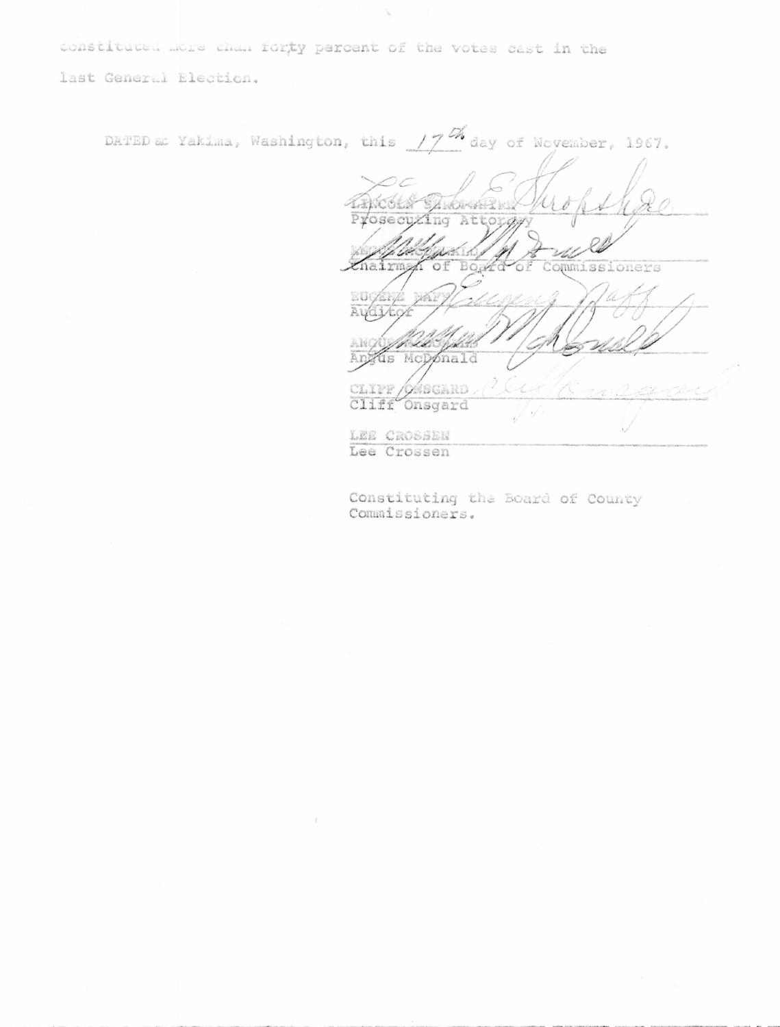constituted more than forty percent of the votes cast in the last General Election.

DATED at Yakima, Washington, this 17th day of November, 1967.

LINCOLN SHROPSHIRE
Prosecuting Attorney

ANGUS McDONALD
Chairman of Board of Commissioners

EUGENE NAFF
Auditor

ANGUS McDONALD
Angus McDonald

CLIFF ONSGARD
Cliff Onsgard

LEE CROSSEN
Lee Crossen

Constituting the Board of County Commissioners.